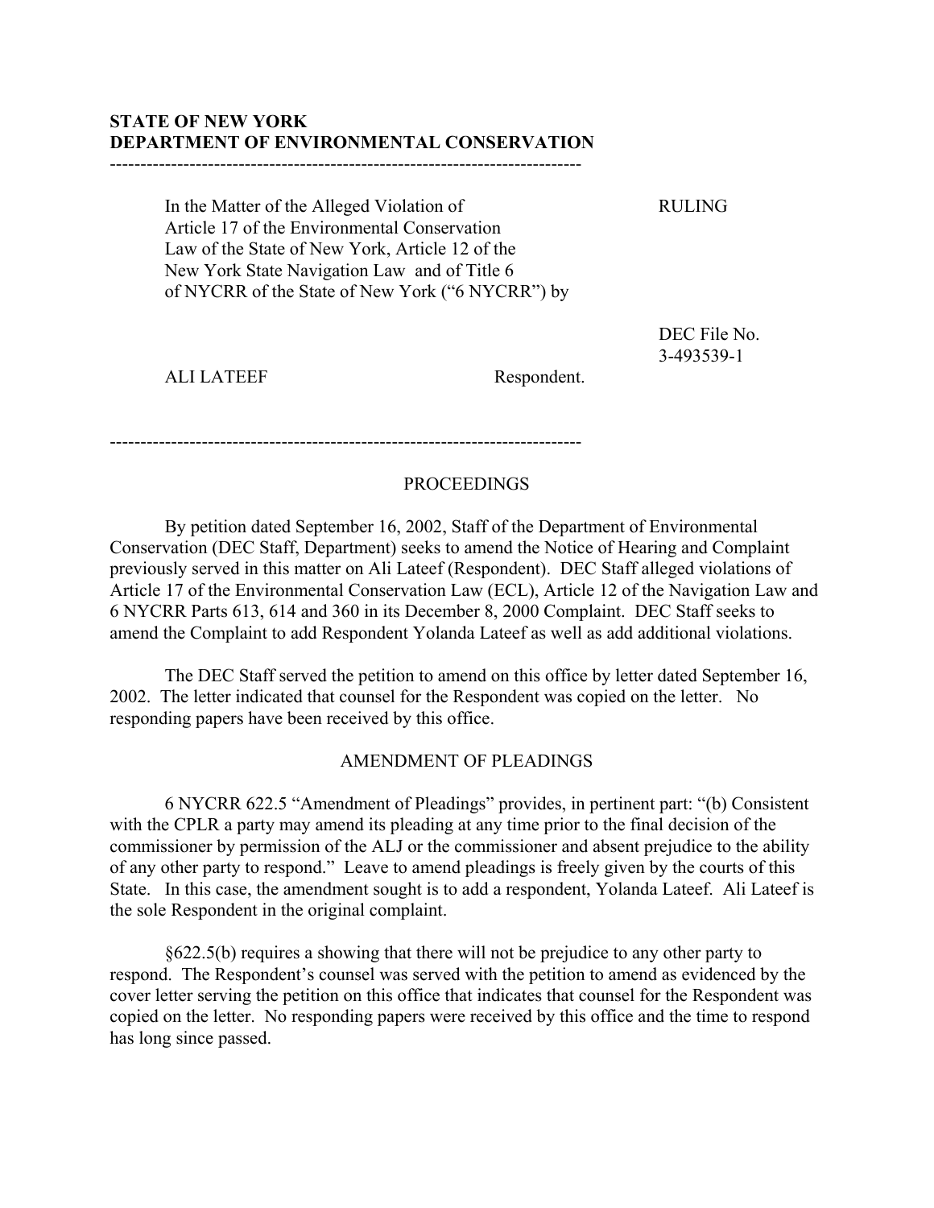**STATE OF NEW YORK**
**DEPARTMENT OF ENVIRONMENTAL CONSERVATION**

---

In the Matter of the Alleged Violation of Article 17 of the Environmental Conservation Law of the State of New York, Article 12 of the New York State Navigation Law and of Title 6 of NYCRR of the State of New York ("6 NYCRR") by

ALI LATEEF Respondent.

RULING

DEC File No. 3-493539-1

---

## PROCEEDINGS

By petition dated September 16, 2002, Staff of the Department of Environmental Conservation (DEC Staff, Department) seeks to amend the Notice of Hearing and Complaint previously served in this matter on Ali Lateef (Respondent). DEC Staff alleged violations of Article 17 of the Environmental Conservation Law (ECL), Article 12 of the Navigation Law and 6 NYCRR Parts 613, 614 and 360 in its December 8, 2000 Complaint. DEC Staff seeks to amend the Complaint to add Respondent Yolanda Lateef as well as add additional violations.

The DEC Staff served the petition to amend on this office by letter dated September 16, 2002. The letter indicated that counsel for the Respondent was copied on the letter. No responding papers have been received by this office.

## AMENDMENT OF PLEADINGS

6 NYCRR 622.5 "Amendment of Pleadings" provides, in pertinent part: "(b) Consistent with the CPLR a party may amend its pleading at any time prior to the final decision of the commissioner by permission of the ALJ or the commissioner and absent prejudice to the ability of any other party to respond." Leave to amend pleadings is freely given by the courts of this State. In this case, the amendment sought is to add a respondent, Yolanda Lateef. Ali Lateef is the sole Respondent in the original complaint.

§622.5(b) requires a showing that there will not be prejudice to any other party to respond. The Respondent's counsel was served with the petition to amend as evidenced by the cover letter serving the petition on this office that indicates that counsel for the Respondent was copied on the letter. No responding papers were received by this office and the time to respond has long since passed.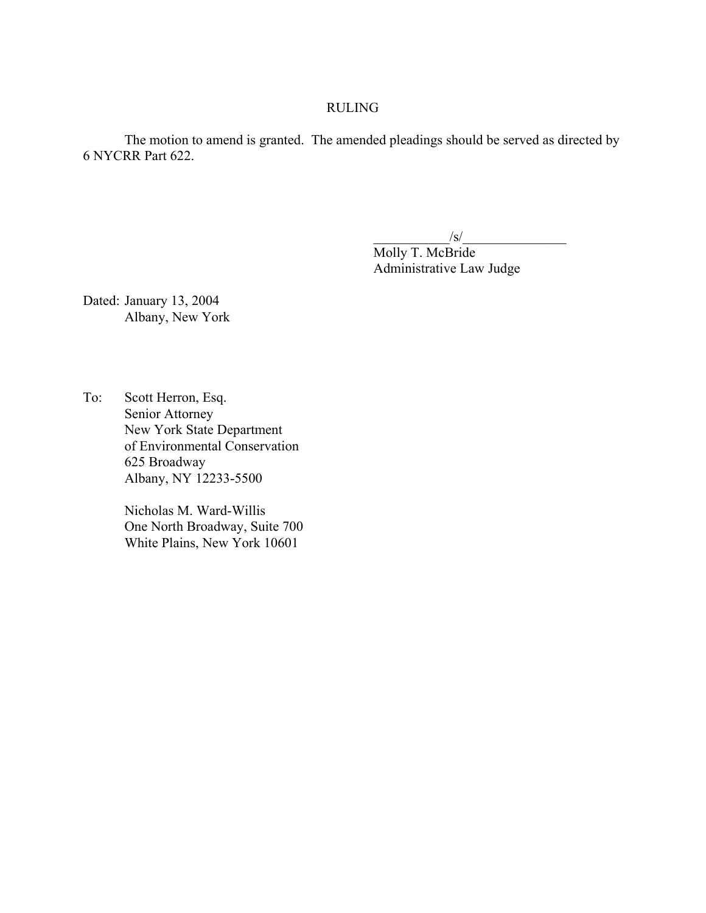## RULING

The motion to amend is granted. The amended pleadings should be served as directed by 6 NYCRR Part 622.

\_\_\_\_\_\_\_\_\_\_\_/s/\_\_\_\_\_\_\_\_\_\_\_\_\_\_\_
Molly T. McBride
Administrative Law Judge

Dated: January 13, 2004
Albany, New York

To: Scott Herron, Esq.
Senior Attorney
New York State Department
of Environmental Conservation
625 Broadway
Albany, NY 12233-5500

Nicholas M. Ward-Willis
One North Broadway, Suite 700
White Plains, New York 10601